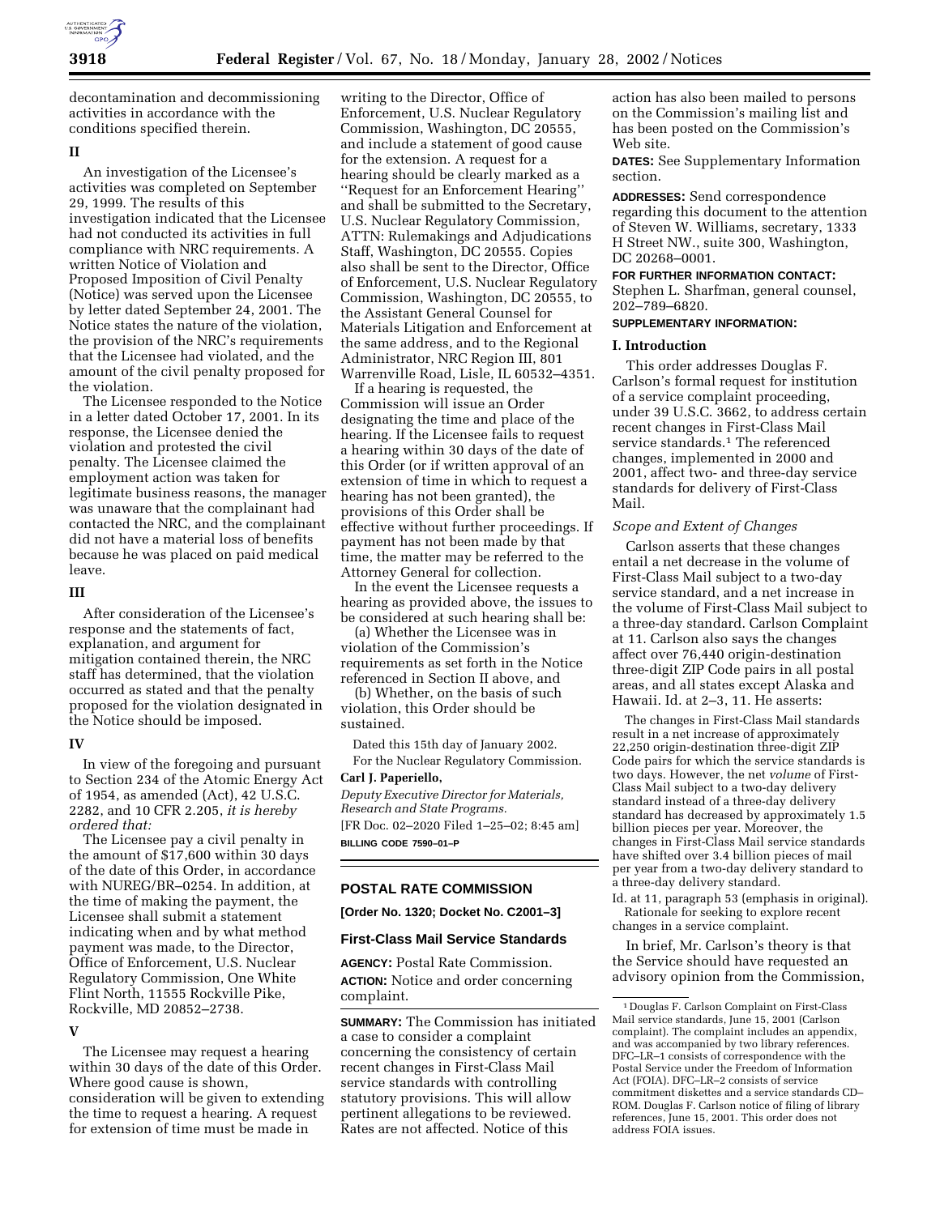decontamination and decommissioning activities in accordance with the conditions specified therein.

## II

An investigation of the Licensee's activities was completed on September 29, 1999. The results of this investigation indicated that the Licensee had not conducted its activities in full compliance with NRC requirements. A written Notice of Violation and Proposed Imposition of Civil Penalty (Notice) was served upon the Licensee by letter dated September 24, 2001. The Notice states the nature of the violation, the provision of the NRC's requirements that the Licensee had violated, and the amount of the civil penalty proposed for the violation.

The Licensee responded to the Notice in a letter dated October 17, 2001. In its response, the Licensee denied the violation and protested the civil penalty. The Licensee claimed the employment action was taken for legitimate business reasons, the manager was unaware that the complainant had contacted the NRC, and the complainant did not have a material loss of benefits because he was placed on paid medical leave.

## III

After consideration of the Licensee's response and the statements of fact, explanation, and argument for mitigation contained therein, the NRC staff has determined, that the violation occurred as stated and that the penalty proposed for the violation designated in the Notice should be imposed.

## IV

In view of the foregoing and pursuant to Section 234 of the Atomic Energy Act of 1954, as amended (Act), 42 U.S.C. 2282, and 10 CFR 2.205, *it is hereby ordered that:*

The Licensee pay a civil penalty in the amount of $17,600 within 30 days of the date of this Order, in accordance with NUREG/BR–0254. In addition, at the time of making the payment, the Licensee shall submit a statement indicating when and by what method payment was made, to the Director, Office of Enforcement, U.S. Nuclear Regulatory Commission, One White Flint North, 11555 Rockville Pike, Rockville, MD 20852–2738.

## V

The Licensee may request a hearing within 30 days of the date of this Order. Where good cause is shown, consideration will be given to extending the time to request a hearing. A request for extension of time must be made in writing to the Director, Office of Enforcement, U.S. Nuclear Regulatory Commission, Washington, DC 20555, and include a statement of good cause for the extension. A request for a hearing should be clearly marked as a ''Request for an Enforcement Hearing'' and shall be submitted to the Secretary, U.S. Nuclear Regulatory Commission, ATTN: Rulemakings and Adjudications Staff, Washington, DC 20555. Copies also shall be sent to the Director, Office of Enforcement, U.S. Nuclear Regulatory Commission, Washington, DC 20555, to the Assistant General Counsel for Materials Litigation and Enforcement at the same address, and to the Regional Administrator, NRC Region III, 801 Warrenville Road, Lisle, IL 60532–4351.

If a hearing is requested, the Commission will issue an Order designating the time and place of the hearing. If the Licensee fails to request a hearing within 30 days of the date of this Order (or if written approval of an extension of time in which to request a hearing has not been granted), the provisions of this Order shall be effective without further proceedings. If payment has not been made by that time, the matter may be referred to the Attorney General for collection.

In the event the Licensee requests a hearing as provided above, the issues to be considered at such hearing shall be:

(a) Whether the Licensee was in violation of the Commission's requirements as set forth in the Notice referenced in Section II above, and

(b) Whether, on the basis of such violation, this Order should be sustained.

Dated this 15th day of January 2002.

For the Nuclear Regulatory Commission.

**Carl J. Paperiello,**

*Deputy Executive Director for Materials, Research and State Programs.*

[FR Doc. 02–2020 Filed 1–25–02; 8:45 am]

**BILLING CODE 7590–01–P**

---

# POSTAL RATE COMMISSION

**[Order No. 1320; Docket No. C2001–3]**

## First-Class Mail Service Standards

**AGENCY:** Postal Rate Commission.

**ACTION:** Notice and order concerning complaint.

**SUMMARY:** The Commission has initiated a case to consider a complaint concerning the consistency of certain recent changes in First-Class Mail service standards with controlling statutory provisions. This will allow pertinent allegations to be reviewed. Rates are not affected. Notice of this action has also been mailed to persons on the Commission's mailing list and has been posted on the Commission's Web site.

**DATES:** See Supplementary Information section.

**ADDRESSES:** Send correspondence regarding this document to the attention of Steven W. Williams, secretary, 1333 H Street NW., suite 300, Washington, DC 20268–0001.

**FOR FURTHER INFORMATION CONTACT:** Stephen L. Sharfman, general counsel, 202–789–6820.

**SUPPLEMENTARY INFORMATION:**

### I. Introduction

This order addresses Douglas F. Carlson's formal request for institution of a service complaint proceeding, under 39 U.S.C. 3662, to address certain recent changes in First-Class Mail service standards.[1] The referenced changes, implemented in 2000 and 2001, affect two- and three-day service standards for delivery of First-Class Mail.

*Scope and Extent of Changes*

Carlson asserts that these changes entail a net decrease in the volume of First-Class Mail subject to a two-day service standard, and a net increase in the volume of First-Class Mail subject to a three-day standard. Carlson Complaint at 11. Carlson also says the changes affect over 76,440 origin-destination three-digit ZIP Code pairs in all postal areas, and all states except Alaska and Hawaii. Id. at 2–3, 11. He asserts:

> The changes in First-Class Mail standards result in a net increase of approximately 22,250 origin-destination three-digit ZIP Code pairs for which the service standards is two days. However, the net *volume* of First-Class Mail subject to a two-day delivery standard instead of a three-day delivery standard has decreased by approximately 1.5 billion pieces per year. Moreover, the changes in First-Class Mail service standards have shifted over 3.4 billion pieces of mail per year from a two-day delivery standard to a three-day delivery standard.

Id. at 11, paragraph 53 (emphasis in original).

Rationale for seeking to explore recent changes in a service complaint.

In brief, Mr. Carlson's theory is that the Service should have requested an advisory opinion from the Commission,

[1] Douglas F. Carlson Complaint on First-Class Mail service standards, June 15, 2001 (Carlson complaint). The complaint includes an appendix, and was accompanied by two library references. DFC–LR–1 consists of correspondence with the Postal Service under the Freedom of Information Act (FOIA). DFC–LR–2 consists of service commitment diskettes and a service standards CD–ROM. Douglas F. Carlson notice of filing of library references, June 15, 2001. This order does not address FOIA issues.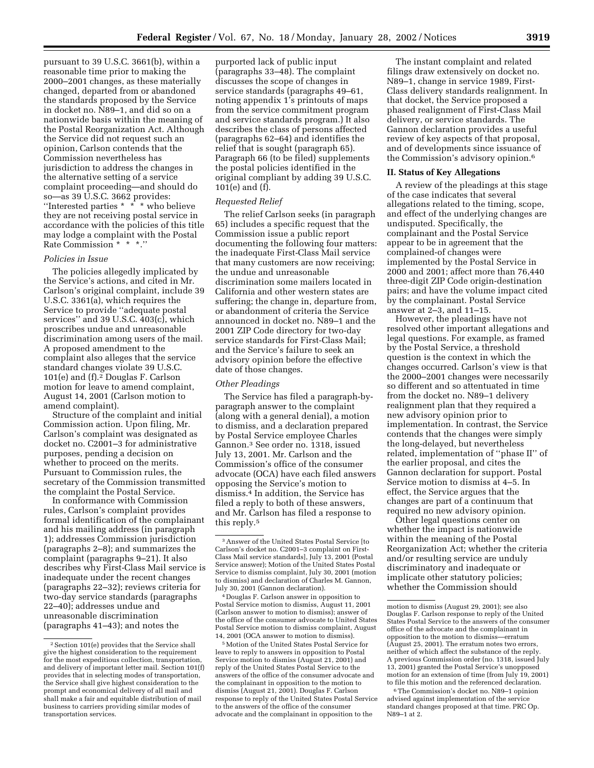pursuant to 39 U.S.C. 3661(b), within a reasonable time prior to making the 2000–2001 changes, as these materially changed, departed from or abandoned the standards proposed by the Service in docket no. N89–1, and did so on a nationwide basis within the meaning of the Postal Reorganization Act. Although the Service did not request such an opinion, Carlson contends that the Commission nevertheless has jurisdiction to address the changes in the alternative setting of a service complaint proceeding—and should do so—as 39 U.S.C. 3662 provides: ''Interested parties * * * who believe they are not receiving postal service in accordance with the policies of this title may lodge a complaint with the Postal Rate Commission * * *.''

*Policies in Issue*

The policies allegedly implicated by the Service's actions, and cited in Mr. Carlson's original complaint, include 39 U.S.C. 3361(a), which requires the Service to provide ''adequate postal services'' and 39 U.S.C. 403(c), which proscribes undue and unreasonable discrimination among users of the mail. A proposed amendment to the complaint also alleges that the service standard changes violate 39 U.S.C. 101(e) and (f).[2] Douglas F. Carlson motion for leave to amend complaint, August 14, 2001 (Carlson motion to amend complaint).

Structure of the complaint and initial Commission action. Upon filing, Mr. Carlson's complaint was designated as docket no. C2001–3 for administrative purposes, pending a decision on whether to proceed on the merits. Pursuant to Commission rules, the secretary of the Commission transmitted the complaint the Postal Service.

In conformance with Commission rules, Carlson's complaint provides formal identification of the complainant and his mailing address (in paragraph 1); addresses Commission jurisdiction (paragraphs 2–8); and summarizes the complaint (paragraphs 9–21). It also describes why First-Class Mail service is inadequate under the recent changes (paragraphs 22–32); reviews criteria for two-day service standards (paragraphs 22–40); addresses undue and unreasonable discrimination (paragraphs 41–43); and notes the purported lack of public input (paragraphs 33–48). The complaint discusses the scope of changes in service standards (paragraphs 49–61, noting appendix 1's printouts of maps from the service commitment program and service standards program.) It also describes the class of persons affected (paragraphs 62–64) and identifies the relief that is sought (paragraph 65). Paragraph 66 (to be filed) supplements the postal policies identified in the original compliant by adding 39 U.S.C. 101(e) and (f).

*Requested Relief*

The relief Carlson seeks (in paragraph 65) includes a specific request that the Commission issue a public report documenting the following four matters: the inadequate First-Class Mail service that many customers are now receiving; the undue and unreasonable discrimination some mailers located in California and other western states are suffering; the change in, departure from, or abandonment of criteria the Service announced in docket no. N89–1 and the 2001 ZIP Code directory for two-day service standards for First-Class Mail; and the Service's failure to seek an advisory opinion before the effective date of those changes.

*Other Pleadings*

The Service has filed a paragraph-by-paragraph answer to the complaint (along with a general denial), a motion to dismiss, and a declaration prepared by Postal Service employee Charles Gannon.[3] See order no. 1318, issued July 13, 2001. Mr. Carlson and the Commission's office of the consumer advocate (OCA) have each filed answers opposing the Service's motion to dismiss.[4] In addition, the Service has filed a reply to both of these answers, and Mr. Carlson has filed a response to this reply.[5]

The instant complaint and related filings draw extensively on docket no. N89–1, change in service 1989, First-Class delivery standards realignment. In that docket, the Service proposed a phased realignment of First-Class Mail delivery, or service standards. The Gannon declaration provides a useful review of key aspects of that proposal, and of developments since issuance of the Commission's advisory opinion.[6]

## II. Status of Key Allegations

A review of the pleadings at this stage of the case indicates that several allegations related to the timing, scope, and effect of the underlying changes are undisputed. Specifically, the complainant and the Postal Service appear to be in agreement that the complained-of changes were implemented by the Postal Service in 2000 and 2001; affect more than 76,440 three-digit ZIP Code origin-destination pairs; and have the volume impact cited by the complainant. Postal Service answer at 2–3, and 11–15.

However, the pleadings have not resolved other important allegations and legal questions. For example, as framed by the Postal Service, a threshold question is the context in which the changes occurred. Carlson's view is that the 2000–2001 changes were necessarily so different and so attentuated in time from the docket no. N89–1 delivery realignment plan that they required a new advisory opinion prior to implementation. In contrast, the Service contends that the changes were simply the long-delayed, but nevertheless related, implementation of ''phase II'' of the earlier proposal, and cites the Gannon declaration for support. Postal Service motion to dismiss at 4–5. In effect, the Service argues that the changes are part of a continuum that required no new advisory opinion.

Other legal questions center on whether the impact is nationwide within the meaning of the Postal Reorganization Act; whether the criteria and/or resulting service are unduly discriminatory and inadequate or implicate other statutory policies; whether the Commission should

---

[2] Section 101(e) provides that the Service shall give the highest consideration to the requirement for the most expeditious collection, transportation, and delivery of important letter mail. Section 101(f) provides that in selecting modes of transportation, the Service shall give highest consideration to the prompt and economical delivery of all mail and shall make a fair and equitable distribution of mail business to carriers providing similar modes of transportation services.

[3] Answer of the United States Postal Service [to Carlson's docket no. C2001–3 complaint on First-Class Mail service standards], July 13, 2001 (Postal Service answer); Motion of the United States Postal Service to dismiss complaint, July 30, 2001 (motion to dismiss) and declaration of Charles M. Gannon, July 30, 2001 (Gannon declaration).

[4] Douglas F. Carlson answer in opposition to Postal Service motion to dismiss, August 11, 2001 (Carlson answer to motion to dismiss); answer of the office of the consumer advocate to United States Postal Service motion to dismiss complaint, August 14, 2001 (OCA answer to motion to dismiss).

[5] Motion of the United States Postal Service for leave to reply to answers in opposition to Postal Service motion to dismiss (August 21, 2001) and reply of the United States Postal Service to the answers of the office of the consumer advocate and the complainant in opposition to the motion to dismiss (August 21, 2001). Douglas F. Carlson response to reply of the United States Postal Service to the answers of the office of the consumer advocate and the complainant in opposition to the motion to dismiss (August 29, 2001); see also Douglas F. Carlson response to reply of the United States Postal Service to the answers of the consumer office of the advocate and the complainant in opposition to the motion to dismiss—erratum (August 25, 2001). The erratum notes two errors, neither of which affect the substance of the reply. A previous Commission order (no. 1318, issued July 13, 2001) granted the Postal Service's unopposed motion for an extension of time (from July 19, 2001) to file this motion and the referenced declaration.

[6] The Commission's docket no. N89–1 opinion advised against implementation of the service standard changes proposed at that time. PRC Op. N89–1 at 2.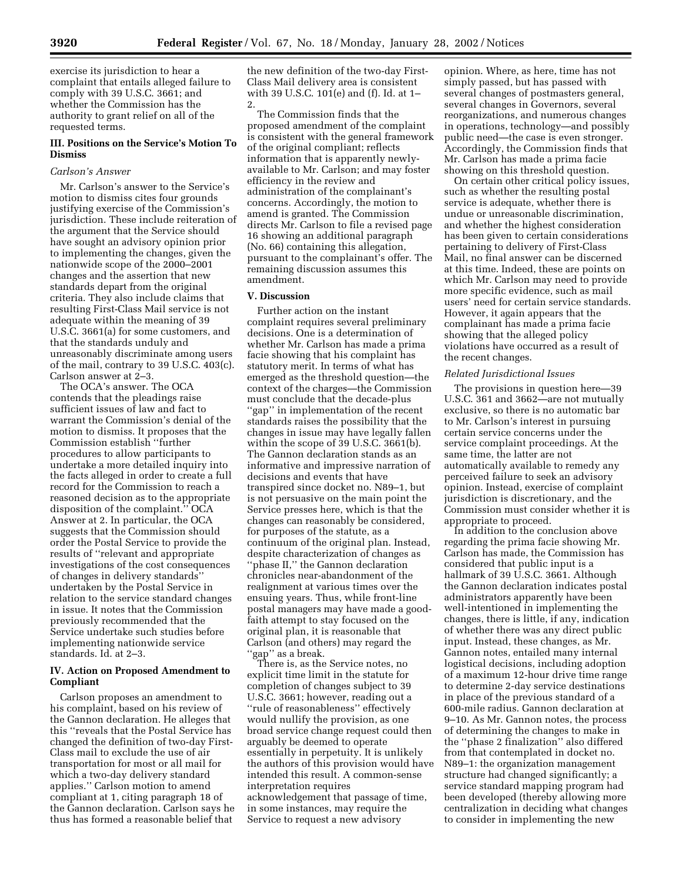exercise its jurisdiction to hear a complaint that entails alleged failure to comply with 39 U.S.C. 3661; and whether the Commission has the authority to grant relief on all of the requested terms.

### III. Positions on the Service's Motion To Dismiss

*Carlson's Answer*

Mr. Carlson's answer to the Service's motion to dismiss cites four grounds justifying exercise of the Commission's jurisdiction. These include reiteration of the argument that the Service should have sought an advisory opinion prior to implementing the changes, given the nationwide scope of the 2000–2001 changes and the assertion that new standards depart from the original criteria. They also include claims that resulting First-Class Mail service is not adequate within the meaning of 39 U.S.C. 3661(a) for some customers, and that the standards unduly and unreasonably discriminate among users of the mail, contrary to 39 U.S.C. 403(c). Carlson answer at 2–3.

The OCA's answer. The OCA contends that the pleadings raise sufficient issues of law and fact to warrant the Commission's denial of the motion to dismiss. It proposes that the Commission establish "further procedures to allow participants to undertake a more detailed inquiry into the facts alleged in order to create a full record for the Commission to reach a reasoned decision as to the appropriate disposition of the complaint." OCA Answer at 2. In particular, the OCA suggests that the Commission should order the Postal Service to provide the results of "relevant and appropriate investigations of the cost consequences of changes in delivery standards" undertaken by the Postal Service in relation to the service standard changes in issue. It notes that the Commission previously recommended that the Service undertake such studies before implementing nationwide service standards. Id. at 2–3.

### IV. Action on Proposed Amendment to Compliant

Carlson proposes an amendment to his complaint, based on his review of the Gannon declaration. He alleges that this "reveals that the Postal Service has changed the definition of two-day First-Class mail to exclude the use of air transportation for most or all mail for which a two-day delivery standard applies." Carlson motion to amend compliant at 1, citing paragraph 18 of the Gannon declaration. Carlson says he thus has formed a reasonable belief that the new definition of the two-day First-Class Mail delivery area is consistent with 39 U.S.C. 101(e) and (f). Id. at 1–2.

The Commission finds that the proposed amendment of the complaint is consistent with the general framework of the original compliant; reflects information that is apparently newly-available to Mr. Carlson; and may foster efficiency in the review and administration of the complainant's concerns. Accordingly, the motion to amend is granted. The Commission directs Mr. Carlson to file a revised page 16 showing an additional paragraph (No. 66) containing this allegation, pursuant to the complainant's offer. The remaining discussion assumes this amendment.

### V. Discussion

Further action on the instant complaint requires several preliminary decisions. One is a determination of whether Mr. Carlson has made a prima facie showing that his complaint has statutory merit. In terms of what has emerged as the threshold question—the context of the charges—the Commission must conclude that the decade-plus "gap" in implementation of the recent standards raises the possibility that the changes in issue may have legally fallen within the scope of 39 U.S.C. 3661(b). The Gannon declaration stands as an informative and impressive narration of decisions and events that have transpired since docket no. N89–1, but is not persuasive on the main point the Service presses here, which is that the changes can reasonably be considered, for purposes of the statute, as a continuum of the original plan. Instead, despite characterization of changes as "phase II," the Gannon declaration chronicles near-abandonment of the realignment at various times over the ensuing years. Thus, while front-line postal managers may have made a good-faith attempt to stay focused on the original plan, it is reasonable that Carlson (and others) may regard the "gap" as a break.

There is, as the Service notes, no explicit time limit in the statute for completion of changes subject to 39 U.S.C. 3661; however, reading out a "rule of reasonableness" effectively would nullify the provision, as one broad service change request could then arguably be deemed to operate essentially in perpetuity. It is unlikely the authors of this provision would have intended this result. A common-sense interpretation requires acknowledgement that passage of time, in some instances, may require the Service to request a new advisory opinion. Where, as here, time has not simply passed, but has passed with several changes of postmasters general, several changes in Governors, several reorganizations, and numerous changes in operations, technology—and possibly public need—the case is even stronger. Accordingly, the Commission finds that Mr. Carlson has made a prima facie showing on this threshold question.

On certain other critical policy issues, such as whether the resulting postal service is adequate, whether there is undue or unreasonable discrimination, and whether the highest consideration has been given to certain considerations pertaining to delivery of First-Class Mail, no final answer can be discerned at this time. Indeed, these are points on which Mr. Carlson may need to provide more specific evidence, such as mail users' need for certain service standards. However, it again appears that the complainant has made a prima facie showing that the alleged policy violations have occurred as a result of the recent changes.

*Related Jurisdictional Issues*

The provisions in question here—39 U.S.C. 361 and 3662—are not mutually exclusive, so there is no automatic bar to Mr. Carlson's interest in pursuing certain service concerns under the service complaint proceedings. At the same time, the latter are not automatically available to remedy any perceived failure to seek an advisory opinion. Instead, exercise of complaint jurisdiction is discretionary, and the Commission must consider whether it is appropriate to proceed.

In addition to the conclusion above regarding the prima facie showing Mr. Carlson has made, the Commission has considered that public input is a hallmark of 39 U.S.C. 3661. Although the Gannon declaration indicates postal administrators apparently have been well-intentioned in implementing the changes, there is little, if any, indication of whether there was any direct public input. Instead, these changes, as Mr. Gannon notes, entailed many internal logistical decisions, including adoption of a maximum 12-hour drive time range to determine 2-day service destinations in place of the previous standard of a 600-mile radius. Gannon declaration at 9–10. As Mr. Gannon notes, the process of determining the changes to make in the "phase 2 finalization" also differed from that contemplated in docket no. N89–1: the organization management structure had changed significantly; a service standard mapping program had been developed (thereby allowing more centralization in deciding what changes to consider in implementing the new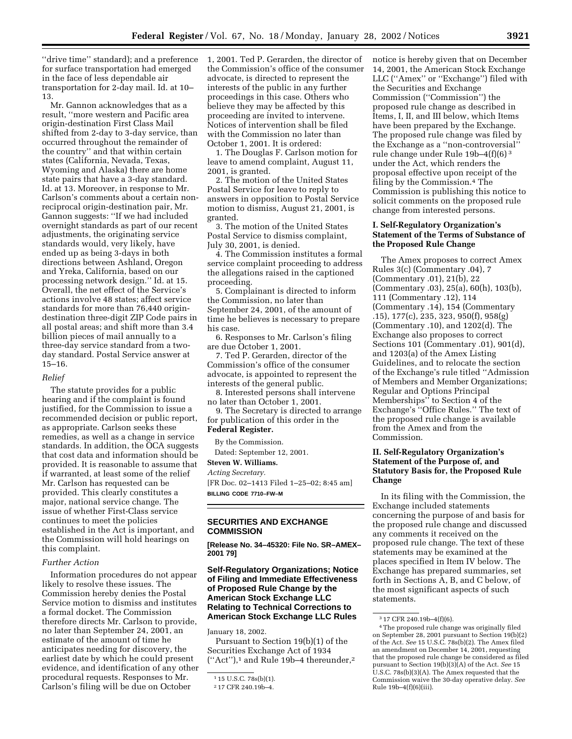"drive time" standard); and a preference for surface transportation had emerged in the face of less dependable air transportation for 2-day mail. Id. at 10–13.

Mr. Gannon acknowledges that as a result, "more western and Pacific area origin-destination First Class Mail shifted from 2-day to 3-day service, than occurred throughout the remainder of the country" and that within certain states (California, Nevada, Texas, Wyoming and Alaska) there are home state pairs that have a 3-day standard. Id. at 13. Moreover, in response to Mr. Carlson's comments about a certain non-reciprocal origin-destination pair, Mr. Gannon suggests: "If we had included overnight standards as part of our recent adjustments, the originating service standards would, very likely, have ended up as being 3-days in both directions between Ashland, Oregon and Yreka, California, based on our processing network design." Id. at 15. Overall, the net effect of the Service's actions involve 48 states; affect service standards for more than 76,440 origin-destination three-digit ZIP Code pairs in all postal areas; and shift more than 3.4 billion pieces of mail annually to a three-day service standard from a two-day standard. Postal Service answer at 15–16.

*Relief*

The statute provides for a public hearing and if the complaint is found justified, for the Commission to issue a recommended decision or public report, as appropriate. Carlson seeks these remedies, as well as a change in service standards. In addition, the OCA suggests that cost data and information should be provided. It is reasonable to assume that if warranted, at least some of the relief Mr. Carlson has requested can be provided. This clearly constitutes a major, national service change. The issue of whether First-Class service continues to meet the policies established in the Act is important, and the Commission will hold hearings on this complaint.

*Further Action*

Information procedures do not appear likely to resolve these issues. The Commission hereby denies the Postal Service motion to dismiss and institutes a formal docket. The Commission therefore directs Mr. Carlson to provide, no later than September 24, 2001, an estimate of the amount of time he anticipates needing for discovery, the earliest date by which he could present evidence, and identification of any other procedural requests. Responses to Mr. Carlson's filing will be due on October 1, 2001. Ted P. Gerarden, the director of the Commission's office of the consumer advocate, is directed to represent the interests of the public in any further proceedings in this case. Others who believe they may be affected by this proceeding are invited to intervene. Notices of intervention shall be filed with the Commission no later than October 1, 2001. It is ordered:

1. The Douglas F. Carlson motion for leave to amend complaint, August 11, 2001, is granted.

2. The motion of the United States Postal Service for leave to reply to answers in opposition to Postal Service motion to dismiss, August 21, 2001, is granted.

3. The motion of the United States Postal Service to dismiss complaint, July 30, 2001, is denied.

4. The Commission institutes a formal service complaint proceeding to address the allegations raised in the captioned proceeding.

5. Complainant is directed to inform the Commission, no later than September 24, 2001, of the amount of time he believes is necessary to prepare his case.

6. Responses to Mr. Carlson's filing are due October 1, 2001.

7. Ted P. Gerarden, director of the Commission's office of the consumer advocate, is appointed to represent the interests of the general public.

8. Interested persons shall intervene no later than October 1, 2001.

9. The Secretary is directed to arrange for publication of this order in the **Federal Register.**

By the Commission.

Dated: September 12, 2001.

**Steven W. Williams.**

*Acting Secretary.*

[FR Doc. 02–1413 Filed 1–25–02; 8:45 am]

**BILLING CODE 7710–FW–M**

## SECURITIES AND EXCHANGE COMMISSION

**[Release No. 34–45320: File No. SR–AMEX–2001 79]**

## Self-Regulatory Organizations; Notice of Filing and Immediate Effectiveness of Proposed Rule Change by the American Stock Exchange LLC Relating to Technical Corrections to American Stock Exchange LLC Rules

January 18, 2002.

Pursuant to Section 19(b)(1) of the Securities Exchange Act of 1934 ("Act"),[1] and Rule 19b–4 thereunder,[2] notice is hereby given that on December 14, 2001, the American Stock Exchange LLC ("Amex" or "Exchange") filed with the Securities and Exchange Commission ("Commission") the proposed rule change as described in Items, I, II, and III below, which Items have been prepared by the Exchange. The proposed rule change was filed by the Exchange as a "non-controversial" rule change under Rule 19b–4(f)(6)[3] under the Act, which renders the proposal effective upon receipt of the filing by the Commission.[4] The Commission is publishing this notice to solicit comments on the proposed rule change from interested persons.

### I. Self-Regulatory Organization's Statement of the Terms of Substance of the Proposed Rule Change

The Amex proposes to correct Amex Rules 3(c) (Commentary .04), 7 (Commentary .01), 21(b), 22 (Commentary .03), 25(a), 60(h), 103(b), 111 (Commentary .12), 114 (Commentary .14), 154 (Commentary .15), 177(c), 235, 323, 950(f), 958(g) (Commentary .10), and 1202(d). The Exchange also proposes to correct Sections 101 (Commentary .01), 901(d), and 1203(a) of the Amex Listing Guidelines, and to relocate the section of the Exchange's rule titled "Admission of Members and Member Organizations; Regular and Options Principal Memberships" to Section 4 of the Exchange's "Office Rules." The text of the proposed rule change is available from the Amex and from the Commission.

### II. Self-Regulatory Organization's Statement of the Purpose of, and Statutory Basis for, the Proposed Rule Change

In its filing with the Commission, the Exchange included statements concerning the purpose of and basis for the proposed rule change and discussed any comments it received on the proposed rule change. The text of these statements may be examined at the places specified in Item IV below. The Exchange has prepared summaries, set forth in Sections A, B, and C below, of the most significant aspects of such statements.

[1] 15 U.S.C. 78s(b)(1).

[2] 17 CFR 240.19b–4.

[3] 17 CFR 240.19b–4(f)(6).

[4] The proposed rule change was originally filed on September 28, 2001 pursuant to Section 19(b)(2) of the Act. *See* 15 U.S.C. 78s(b)(2). The Amex filed an amendment on December 14, 2001, requesting that the proposed rule change be considered as filed pursuant to Section 19(b)(3)(A) of the Act. *See* 15 U.S.C. 78s(b)(3)(A). The Amex requested that the Commission waive the 30-day operative delay. *See* Rule 19b–4(f)(6)(iii).